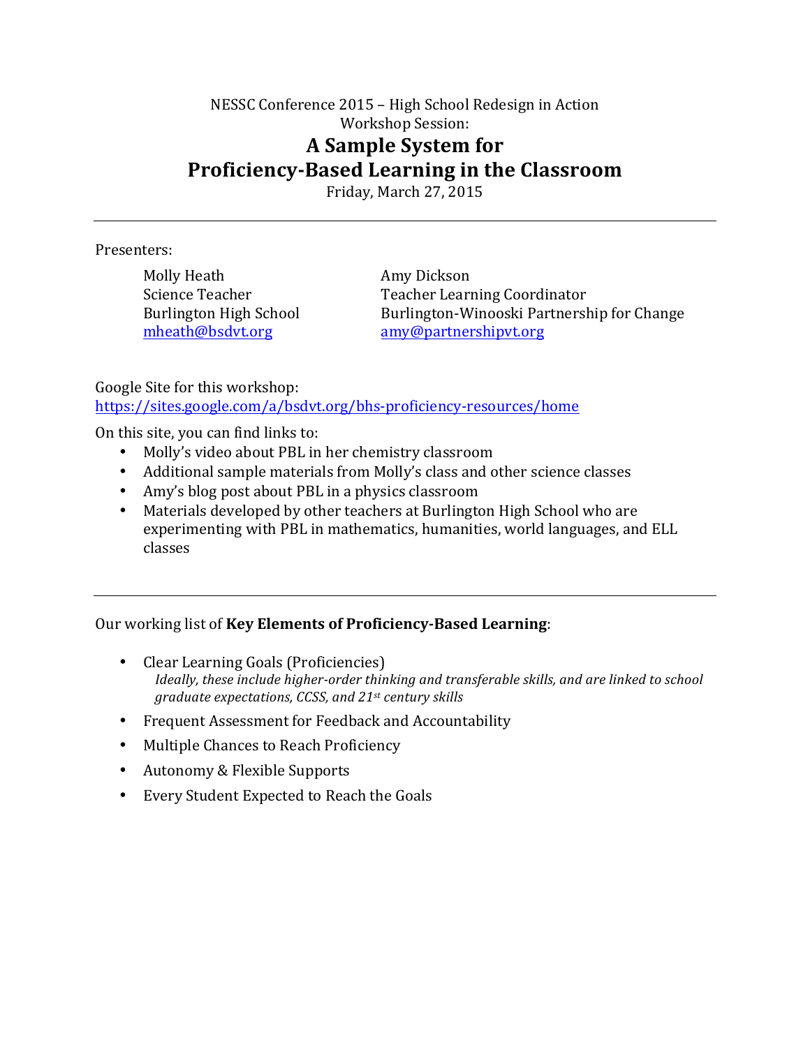NESSC Conference 2015 – High School Redesign in Action
Workshop Session:

# A Sample System for Proficiency-Based Learning in the Classroom

Friday, March 27, 2015

---

Presenters:

Molly Heath
Science Teacher
Burlington High School
mheath@bsdvt.org

Amy Dickson
Teacher Learning Coordinator
Burlington-Winooski Partnership for Change
amy@partnershipvt.org

Google Site for this workshop:
https://sites.google.com/a/bsdvt.org/bhs-proficiency-resources/home

On this site, you can find links to:

- Molly's video about PBL in her chemistry classroom
- Additional sample materials from Molly's class and other science classes
- Amy's blog post about PBL in a physics classroom
- Materials developed by other teachers at Burlington High School who are experimenting with PBL in mathematics, humanities, world languages, and ELL classes

---

Our working list of **Key Elements of Proficiency-Based Learning**:

- Clear Learning Goals (Proficiencies)
  *Ideally, these include higher-order thinking and transferable skills, and are linked to school graduate expectations, CCSS, and 21st century skills*
- Frequent Assessment for Feedback and Accountability
- Multiple Chances to Reach Proficiency
- Autonomy & Flexible Supports
- Every Student Expected to Reach the Goals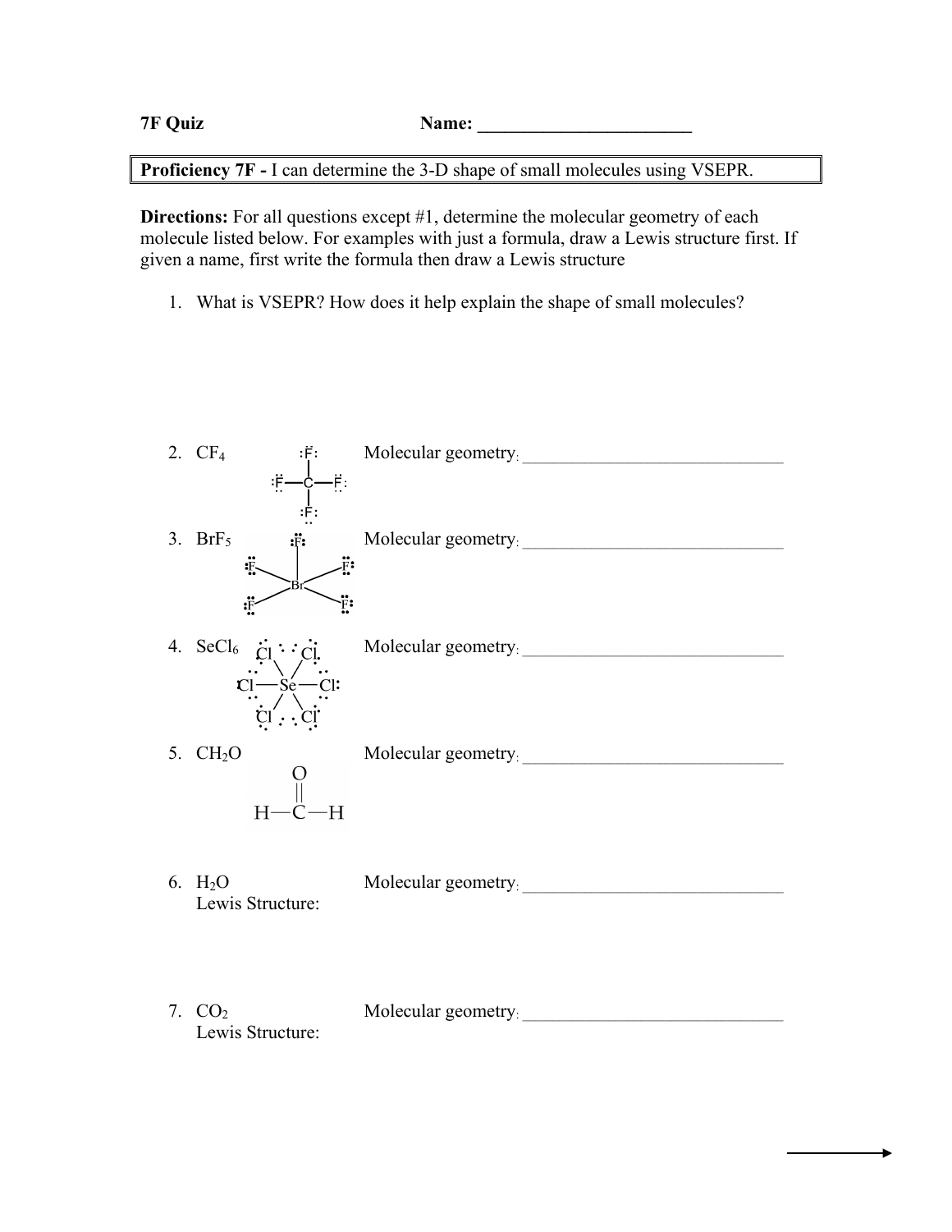**7F Quiz** **Name: ________________________**

**Proficiency 7F -** I can determine the 3-D shape of small molecules using VSEPR.

**Directions:** For all questions except #1, determine the molecular geometry of each molecule listed below. For examples with just a formula, draw a Lewis structure first. If given a name, first write the formula then draw a Lewis structure

1. What is VSEPR? How does it help explain the shape of small molecules?

2. $CF_4$ Molecular geometry: ______________________________

3. $BrF_5$ Molecular geometry: ______________________________

4. $SeCl_6$ Molecular geometry: ______________________________

5. $CH_2O$ Molecular geometry: ______________________________

6. $H_2O$ Molecular geometry: ______________________________
   Lewis Structure:

7. $CO_2$ Molecular geometry: ______________________________
   Lewis Structure: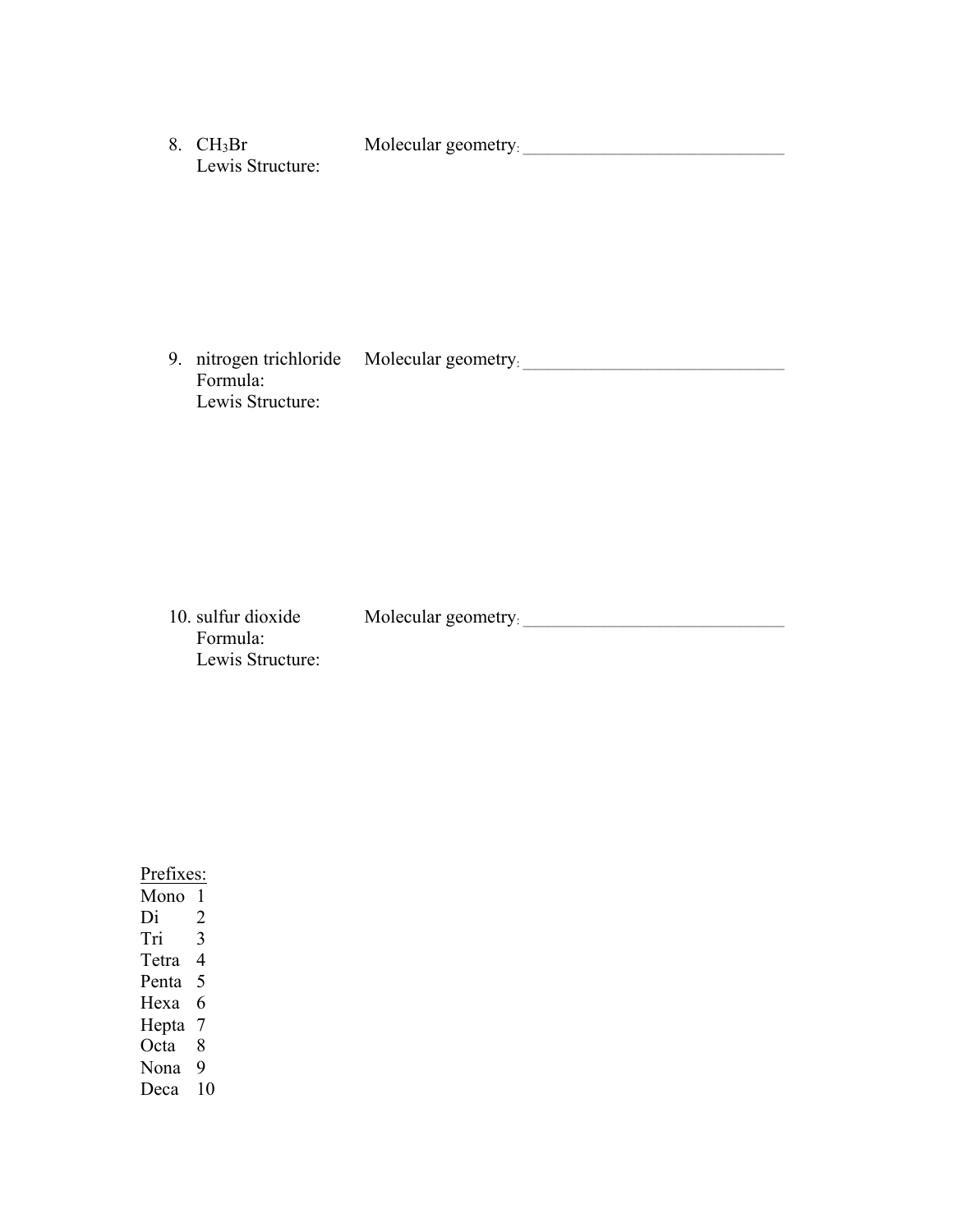8. $CH_3Br$ Molecular geometry: ____________________________

   Lewis Structure:

9. nitrogen trichloride Molecular geometry: ____________________________

   Formula:

   Lewis Structure:

10. sulfur dioxide Molecular geometry: ____________________________

    Formula:

    Lewis Structure:

<u>Prefixes:</u>

| | |
|---|---|
| Mono | 1 |
| Di | 2 |
| Tri | 3 |
| Tetra | 4 |
| Penta | 5 |
| Hexa | 6 |
| Hepta | 7 |
| Octa | 8 |
| Nona | 9 |
| Deca | 10 |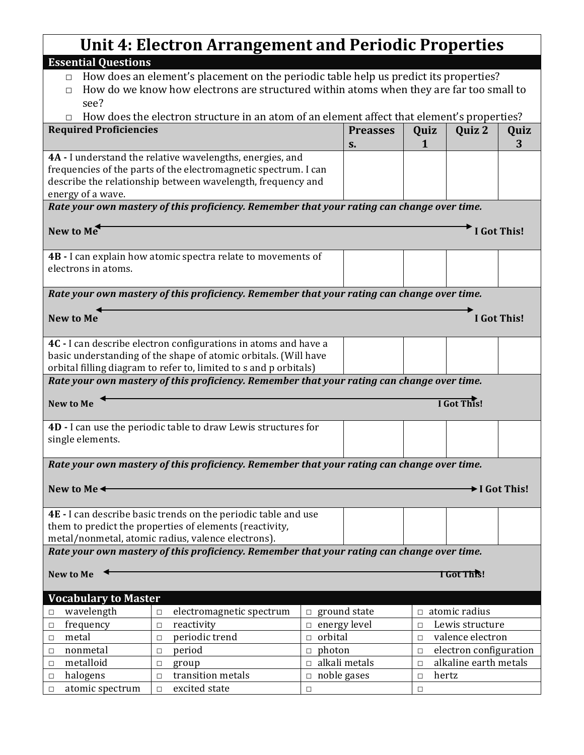# Unit 4: Electron Arrangement and Periodic Properties

## Essential Questions

- □ How does an element's placement on the periodic table help us predict its properties?
- □ How do we know how electrons are structured within atoms when they are far too small to see?
- □ How does the electron structure in an atom of an element affect that element's properties?

| Required Proficiencies | Preassess. | Quiz 1 | Quiz 2 | Quiz 3 |
|---|---|---|---|---|
| **4A -** I understand the relative wavelengths, energies, and frequencies of the parts of the electromagnetic spectrum. I can describe the relationship between wavelength, frequency and energy of a wave. | | | | |
| ***Rate your own mastery of this proficiency. Remember that your rating can change over time.*** **New to Me** ←→ **I Got This!** | | | | |
| **4B -** I can explain how atomic spectra relate to movements of electrons in atoms. | | | | |
| ***Rate your own mastery of this proficiency. Remember that your rating can change over time.*** **New to Me** ←→ **I Got This!** | | | | |
| **4C -** I can describe electron configurations in atoms and have a basic understanding of the shape of atomic orbitals. (Will have orbital filling diagram to refer to, limited to s and p orbitals) | | | | |
| ***Rate your own mastery of this proficiency. Remember that your rating can change over time.*** **New to Me** ←→ **I Got This!** | | | | |
| **4D -** I can use the periodic table to draw Lewis structures for single elements. | | | | |
| ***Rate your own mastery of this proficiency. Remember that your rating can change over time.*** **New to Me** ←→ **I Got This!** | | | | |
| **4E -** I can describe basic trends on the periodic table and use them to predict the properties of elements (reactivity, metal/nonmetal, atomic radius, valence electrons). | | | | |
| ***Rate your own mastery of this proficiency. Remember that your rating can change over time.*** **New to Me** ←→ **I Got This!** | | | | |

## Vocabulary to Master

| | | | |
|---|---|---|---|
| □ wavelength | □ electromagnetic spectrum | □ ground state | □ atomic radius |
| □ frequency | □ reactivity | □ energy level | □ Lewis structure |
| □ metal | □ periodic trend | □ orbital | □ valence electron |
| □ nonmetal | □ period | □ photon | □ electron configuration |
| □ metalloid | □ group | □ alkali metals | □ alkaline earth metals |
| □ halogens | □ transition metals | □ noble gases | □ hertz |
| □ atomic spectrum | □ excited state | □ | □ |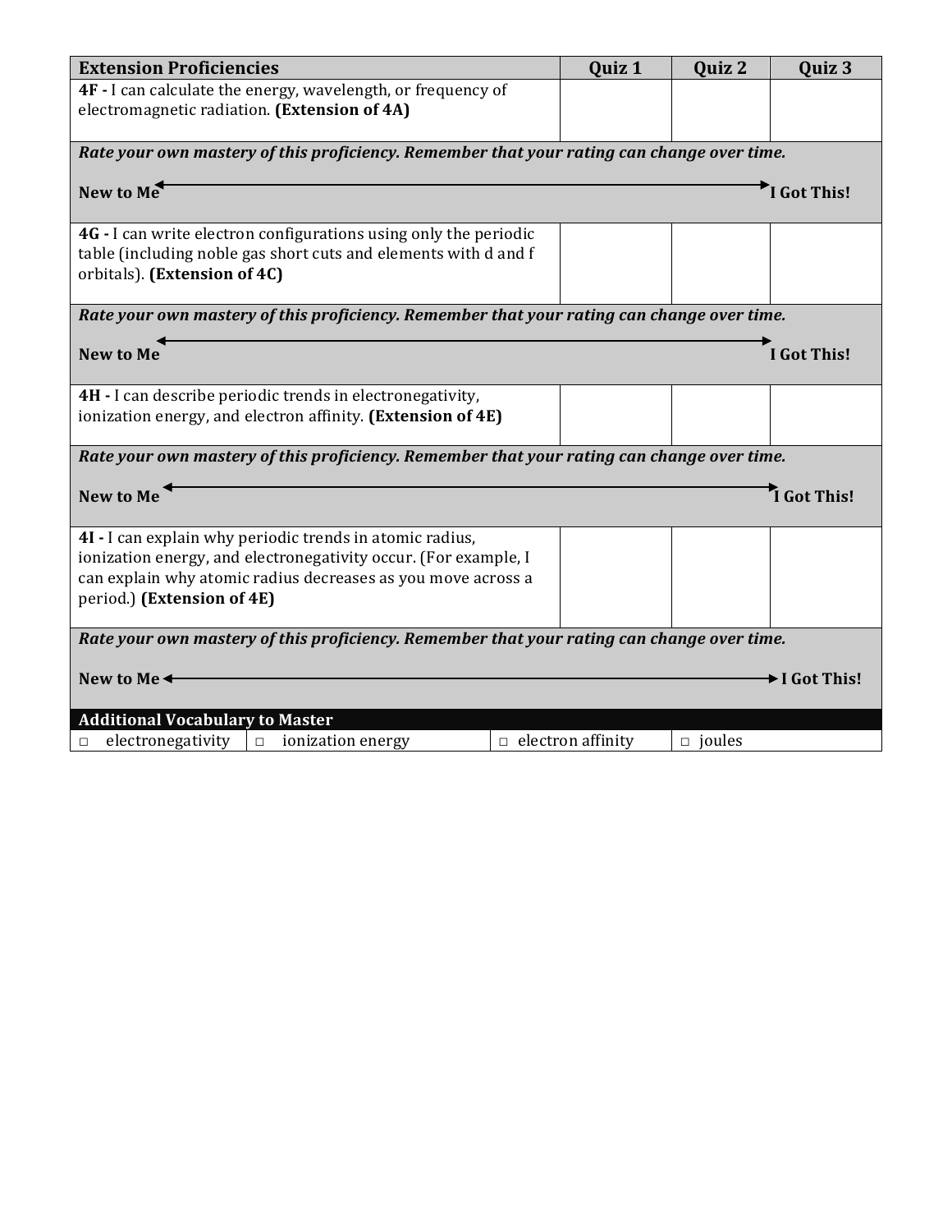| Extension Proficiencies | Quiz 1 | Quiz 2 | Quiz 3 |
|---|---|---|---|
| **4F -** I can calculate the energy, wavelength, or frequency of electromagnetic radiation. **(Extension of 4A)** | | | |
| ***Rate your own mastery of this proficiency. Remember that your rating can change over time.*** <br> **New to Me** ←————————————————→ **I Got This!** | | | |
| **4G -** I can write electron configurations using only the periodic table (including noble gas short cuts and elements with d and f orbitals). **(Extension of 4C)** | | | |
| ***Rate your own mastery of this proficiency. Remember that your rating can change over time.*** <br> **New to Me** ←————————————————→ **I Got This!** | | | |
| **4H -** I can describe periodic trends in electronegativity, ionization energy, and electron affinity. **(Extension of 4E)** | | | |
| ***Rate your own mastery of this proficiency. Remember that your rating can change over time.*** <br> **New to Me** ←————————————————→ **I Got This!** | | | |
| **4I -** I can explain why periodic trends in atomic radius, ionization energy, and electronegativity occur. (For example, I can explain why atomic radius decreases as you move across a period.) **(Extension of 4E)** | | | |
| ***Rate your own mastery of this proficiency. Remember that your rating can change over time.*** <br> **New to Me** ←————————————————→ **I Got This!** | | | |

**Additional Vocabulary to Master**

| | | | |
|---|---|---|---|
| □ electronegativity | □ ionization energy | □ electron affinity | □ joules |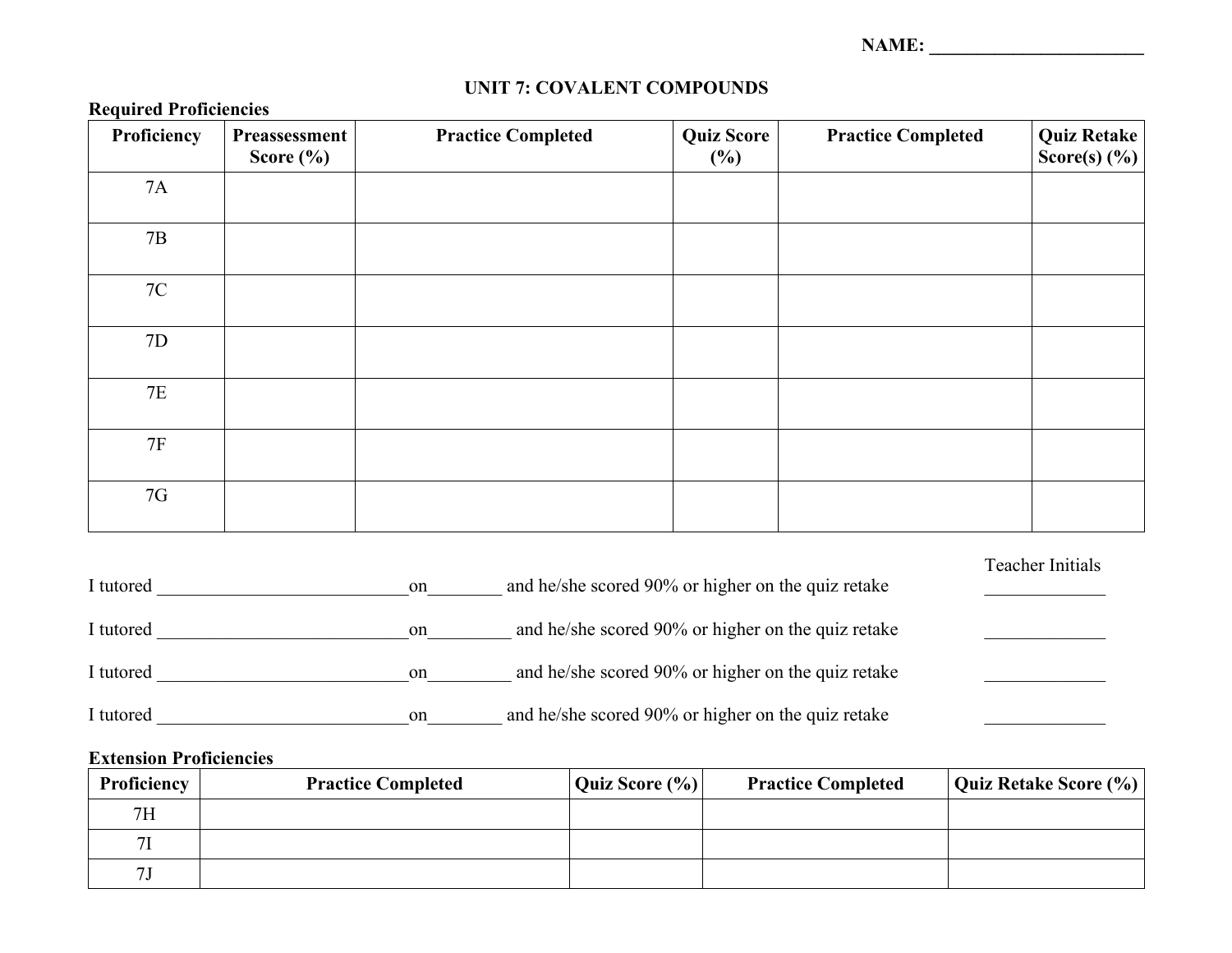NAME: _______________________

## UNIT 7: COVALENT COMPOUNDS

**Required Proficiencies**

| Proficiency | Preassessment Score (%) | Practice Completed | Quiz Score (%) | Practice Completed | Quiz Retake Score(s) (%) |
|---|---|---|---|---|---|
| 7A | | | | | |
| 7B | | | | | |
| 7C | | | | | |
| 7D | | | | | |
| 7E | | | | | |
| 7F | | | | | |
| 7G | | | | | |

Teacher Initials

I tutored ___________________________on________ and he/she scored 90% or higher on the quiz retake _____________

I tutored ___________________________on_________ and he/she scored 90% or higher on the quiz retake _____________

I tutored ___________________________on_________ and he/she scored 90% or higher on the quiz retake _____________

I tutored ___________________________on________ and he/she scored 90% or higher on the quiz retake _____________

**Extension Proficiencies**

| Proficiency | Practice Completed | Quiz Score (%) | Practice Completed | Quiz Retake Score (%) |
|---|---|---|---|---|
| 7H | | | | |
| 7I | | | | |
| 7J | | | | |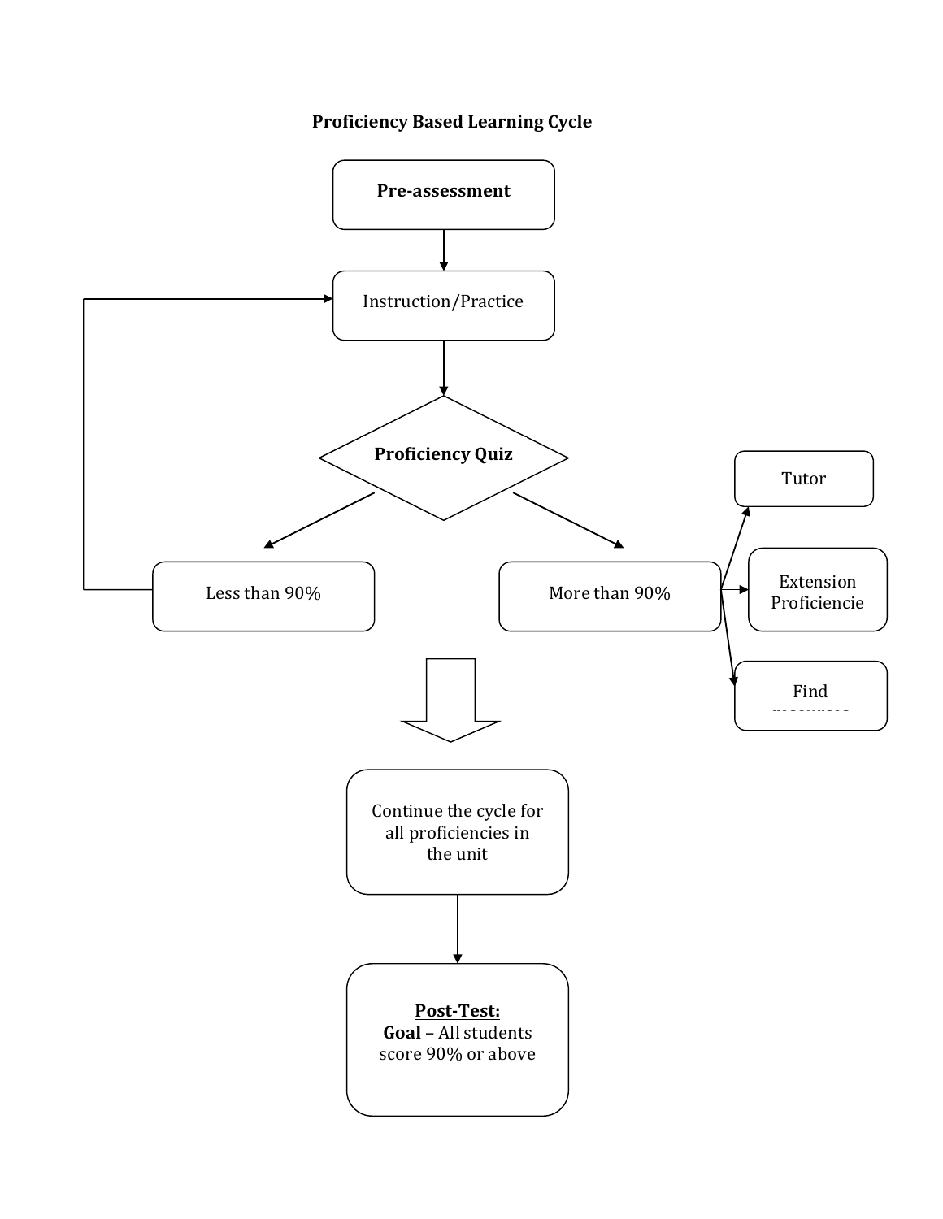**Proficiency Based Learning Cycle**

**Pre-assessment**

Instruction/Practice

**Proficiency Quiz**

Less than 90%

More than 90%

Tutor

Extension Proficiencie

Find

Continue the cycle for all proficiencies in the unit

**Post-Test:**
**Goal** – All students score 90% or above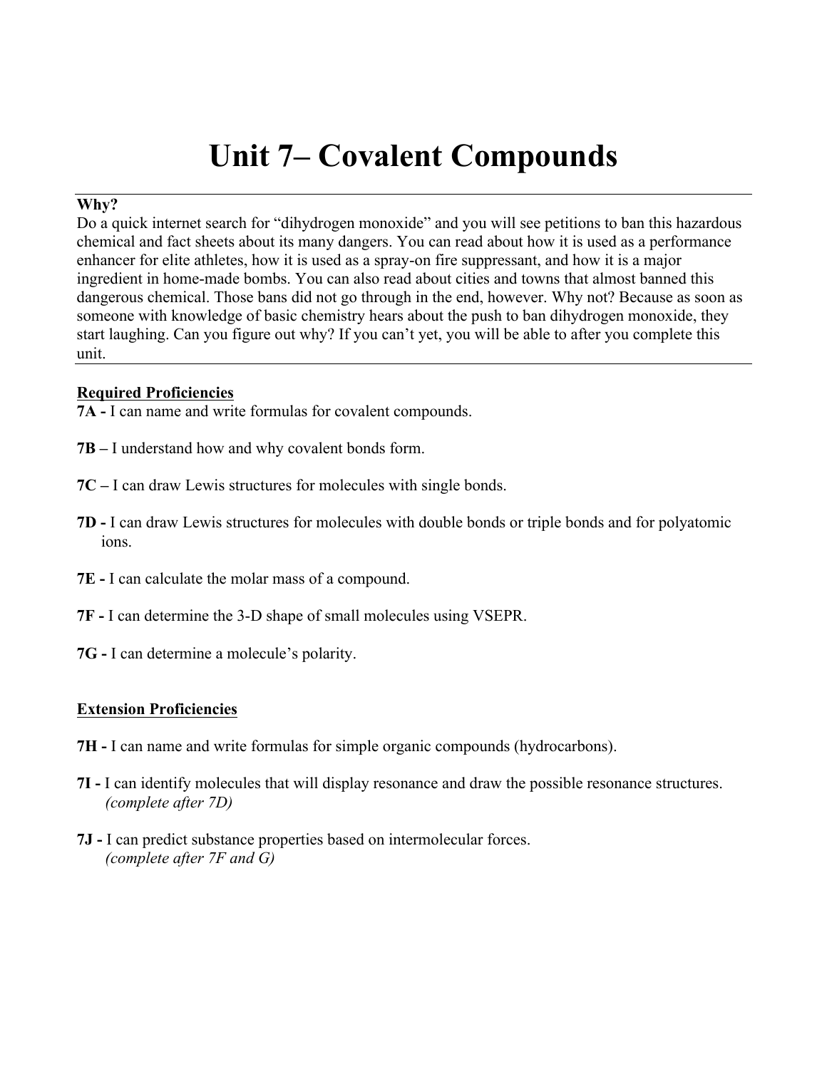# Unit 7– Covalent Compounds

**Why?**

Do a quick internet search for "dihydrogen monoxide" and you will see petitions to ban this hazardous chemical and fact sheets about its many dangers. You can read about how it is used as a performance enhancer for elite athletes, how it is used as a spray-on fire suppressant, and how it is a major ingredient in home-made bombs. You can also read about cities and towns that almost banned this dangerous chemical. Those bans did not go through in the end, however. Why not? Because as soon as someone with knowledge of basic chemistry hears about the push to ban dihydrogen monoxide, they start laughing. Can you figure out why? If you can't yet, you will be able to after you complete this unit.

<u>**Required Proficiencies**</u>

**7A -** I can name and write formulas for covalent compounds.

**7B –** I understand how and why covalent bonds form.

**7C –** I can draw Lewis structures for molecules with single bonds.

**7D -** I can draw Lewis structures for molecules with double bonds or triple bonds and for polyatomic ions.

**7E -** I can calculate the molar mass of a compound.

**7F -** I can determine the 3-D shape of small molecules using VSEPR.

**7G -** I can determine a molecule's polarity.

<u>**Extension Proficiencies**</u>

**7H -** I can name and write formulas for simple organic compounds (hydrocarbons).

**7I -** I can identify molecules that will display resonance and draw the possible resonance structures. *(complete after 7D)*

**7J -** I can predict substance properties based on intermolecular forces. *(complete after 7F and G)*